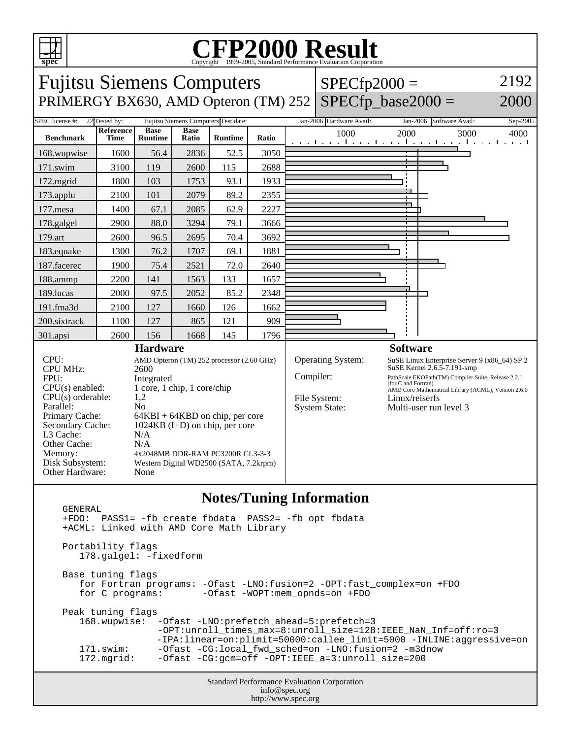# CFP2000 Result

Copyright 1999-2005, Standard Performance Evaluation Corporation

## Fujitsu Siemens Computers

PRIMERGY BX630, AMD Opteron (TM) 252

SPECfp2000 = 2192

SPECfp_base2000 = 2000

SPEC license #: 22 | Tested by: Fujitsu Siemens Computers | Test date: Jan-2006 | Hardware Avail: Jan-2006 | Software Avail: Sep-2005

| Benchmark | Reference Time | Base Runtime | Base Ratio | Runtime | Ratio |
|---|---|---|---|---|---|
| 168.wupwise | 1600 | 56.4 | 2836 | 52.5 | 3050 |
| 171.swim | 3100 | 119 | 2600 | 115 | 2688 |
| 172.mgrid | 1800 | 103 | 1753 | 93.1 | 1933 |
| 173.applu | 2100 | 101 | 2079 | 89.2 | 2355 |
| 177.mesa | 1400 | 67.1 | 2085 | 62.9 | 2227 |
| 178.galgel | 2900 | 88.0 | 3294 | 79.1 | 3666 |
| 179.art | 2600 | 96.5 | 2695 | 70.4 | 3692 |
| 183.equake | 1300 | 76.2 | 1707 | 69.1 | 1881 |
| 187.facerec | 1900 | 75.4 | 2521 | 72.0 | 2640 |
| 188.ammp | 2200 | 141 | 1563 | 133 | 1657 |
| 189.lucas | 2000 | 97.5 | 2052 | 85.2 | 2348 |
| 191.fma3d | 2100 | 127 | 1660 | 126 | 1662 |
| 200.sixtrack | 1100 | 127 | 865 | 121 | 909 |
| 301.apsi | 2600 | 156 | 1668 | 145 | 1796 |

### Hardware

| | |
|---|---|
| CPU: | AMD Opteron (TM) 252 processor (2.60 GHz) |
| CPU MHz: | 2600 |
| FPU: | Integrated |
| CPU(s) enabled: | 1 core, 1 chip, 1 core/chip |
| CPU(s) orderable: | 1,2 |
| Parallel: | No |
| Primary Cache: | 64KBI + 64KBD on chip, per core |
| Secondary Cache: | 1024KB (I+D) on chip, per core |
| L3 Cache: | N/A |
| Other Cache: | N/A |
| Memory: | 4x2048MB DDR-RAM PC3200R CL3-3-3 |
| Disk Subsystem: | Western Digital WD2500 (SATA, 7.2krpm) |
| Other Hardware: | None |

### Software

| | |
|---|---|
| Operating System: | SuSE Linux Enterprise Server 9 (x86_64) SP 2<br>SuSE Kernel 2.6.5-7.191-smp |
| Compiler: | PathScale EKOPath(TM) Compiler Suite, Release 2.2.1 (for C and Fortran)<br>AMD Core Mathematical Library (ACML), Version 2.6.0 |
| File System: | Linux/reiserfs |
| System State: | Multi-user run level 3 |

### Notes/Tuning Information

```
GENERAL
+FDO:  PASS1= -fb_create fbdata  PASS2= -fb_opt fbdata
+ACML: Linked with AMD Core Math Library

Portability flags
   178.galgel: -fixedform

Base tuning flags
   for Fortran programs: -Ofast -LNO:fusion=2 -OPT:fast_complex=on +FDO
   for C programs:       -Ofast -WOPT:mem_opnds=on +FDO

Peak tuning flags
   168.wupwise:  -Ofast -LNO:prefetch_ahead=5:prefetch=3
                 -OPT:unroll_times_max=8:unroll_size=128:IEEE_NaN_Inf=off:ro=3
                 -IPA:linear=on:plimit=50000:callee_limit=5000 -INLINE:aggressive=on
   171.swim:     -Ofast -CG:local_fwd_sched=on -LNO:fusion=2 -m3dnow
   172.mgrid:    -Ofast -CG:gcm=off -OPT:IEEE_a=3:unroll_size=200
```

Standard Performance Evaluation Corporation
info@spec.org
http://www.spec.org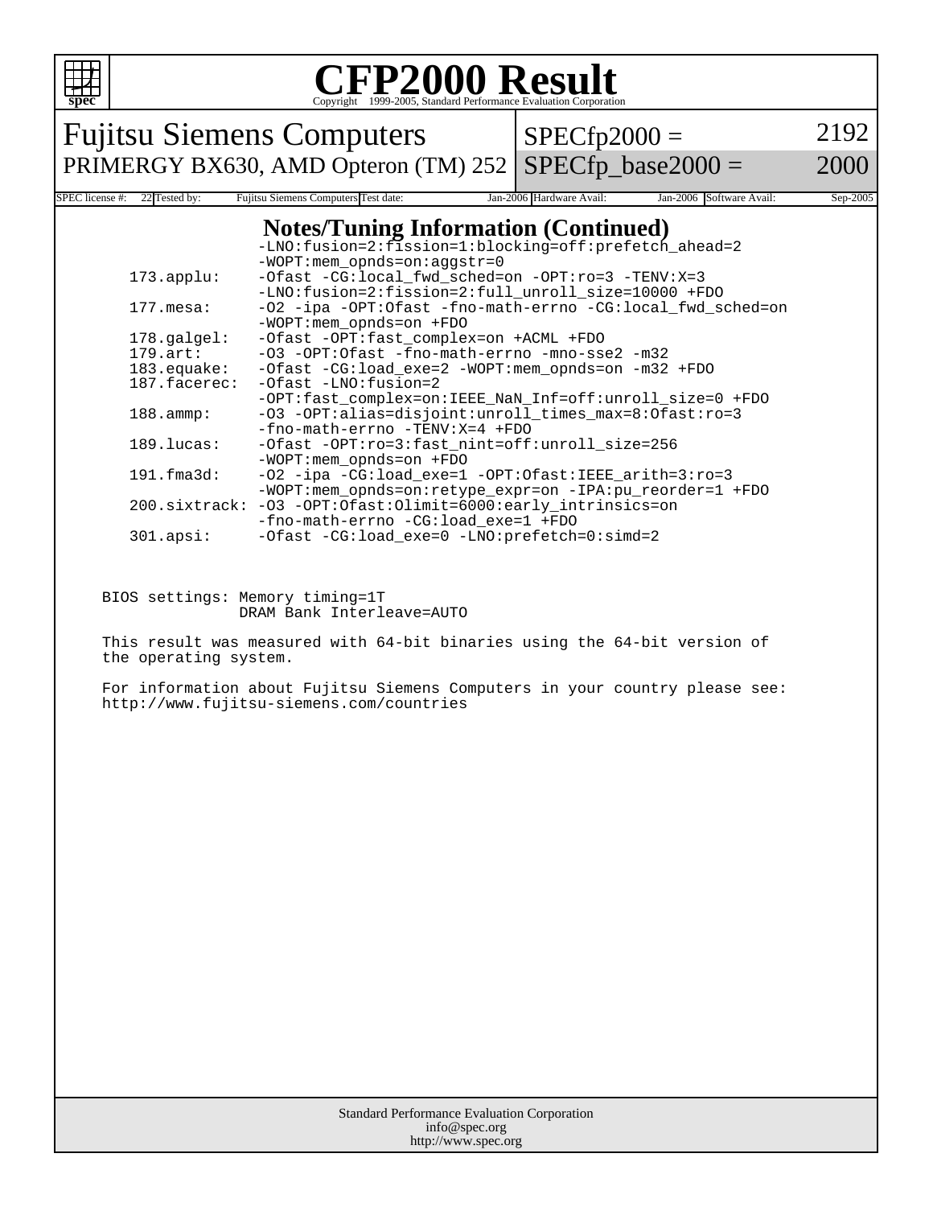# CFP2000 Result

Copyright 1999-2005, Standard Performance Evaluation Corporation

Fujitsu Siemens Computers
PRIMERGY BX630, AMD Opteron (TM) 252

SPECfp2000 = 2192
SPECfp_base2000 = 2000

SPEC license #: 22 Tested by: Fujitsu Siemens Computers Test date: Jan-2006 Hardware Avail: Jan-2006 Software Avail: Sep-2005

## Notes/Tuning Information (Continued)

```
                   -LNO:fusion=2:fission=1:blocking=off:prefetch_ahead=2
                   -WOPT:mem_opnds=on:aggstr=0
     173.applu:    -Ofast -CG:local_fwd_sched=on -OPT:ro=3 -TENV:X=3
                   -LNO:fusion=2:fission=2:full_unroll_size=10000 +FDO
     177.mesa:     -O2 -ipa -OPT:Ofast -fno-math-errno -CG:local_fwd_sched=on
                   -WOPT:mem_opnds=on +FDO
     178.galgel:   -Ofast -OPT:fast_complex=on +ACML +FDO
     179.art:      -O3 -OPT:Ofast -fno-math-errno -mno-sse2 -m32
     183.equake:   -Ofast -CG:load_exe=2 -WOPT:mem_opnds=on -m32 +FDO
     187.facerec:  -Ofast -LNO:fusion=2
                   -OPT:fast_complex=on:IEEE_NaN_Inf=off:unroll_size=0 +FDO
     188.ammp:     -O3 -OPT:alias=disjoint:unroll_times_max=8:Ofast:ro=3
                   -fno-math-errno -TENV:X=4 +FDO
     189.lucas:    -Ofast -OPT:ro=3:fast_nint=off:unroll_size=256
                   -WOPT:mem_opnds=on +FDO
     191.fma3d:    -O2 -ipa -CG:load_exe=1 -OPT:Ofast:IEEE_arith=3:ro=3
                   -WOPT:mem_opnds=on:retype_expr=on -IPA:pu_reorder=1 +FDO
     200.sixtrack: -O3 -OPT:Ofast:Olimit=6000:early_intrinsics=on
                   -fno-math-errno -CG:load_exe=1 +FDO
     301.apsi:     -Ofast -CG:load_exe=0 -LNO:prefetch=0:simd=2


   BIOS settings: Memory timing=1T
                  DRAM Bank Interleave=AUTO

   This result was measured with 64-bit binaries using the 64-bit version of
   the operating system.

   For information about Fujitsu Siemens Computers in your country please see:
   http://www.fujitsu-siemens.com/countries
```

Standard Performance Evaluation Corporation
info@spec.org
http://www.spec.org